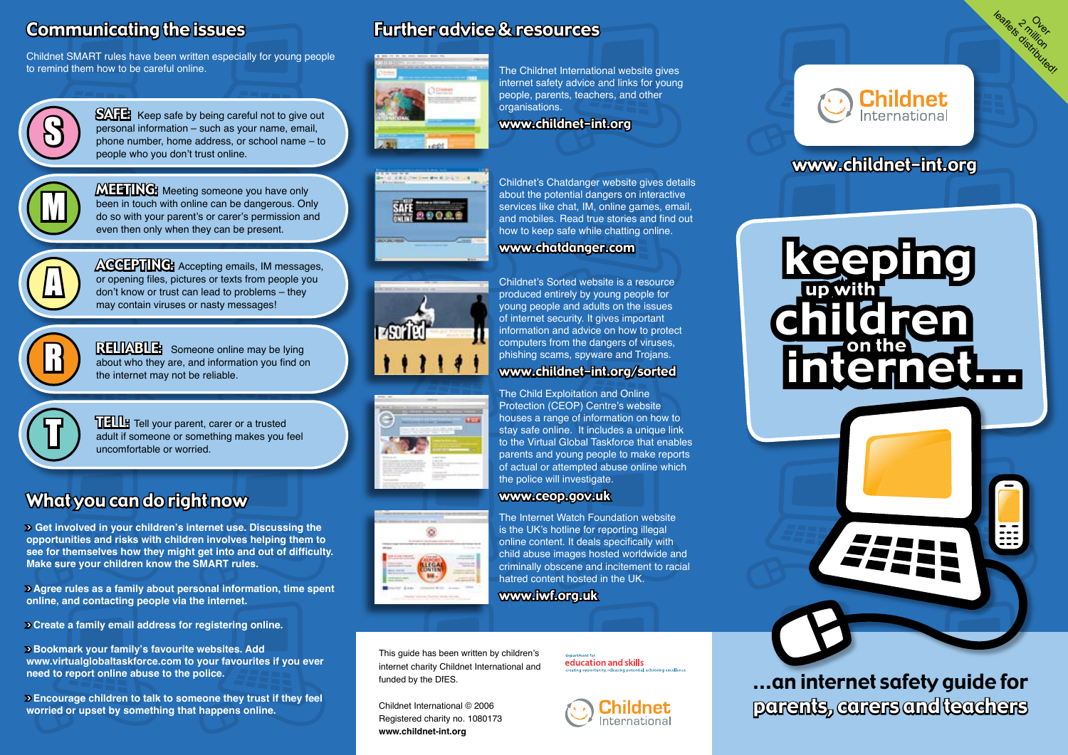## Communicating the issues

Childnet SMART rules have been written especially for young people to remind them how to be careful online.

**S** — **SAFE:** Keep safe by being careful not to give out personal information – such as your name, email, phone number, home address, or school name – to people who you don't trust online.

**M** — **MEETING:** Meeting someone you have only been in touch with online can be dangerous. Only do so with your parent's or carer's permission and even then only when they can be present.

**A** — **ACCEPTING:** Accepting emails, IM messages, or opening files, pictures or texts from people you don't know or trust can lead to problems – they may contain viruses or nasty messages!

**R** — **RELIABLE:** Someone online may be lying about who they are, and information you find on the internet may not be reliable.

**T** — **TELL:** Tell your parent, carer or a trusted adult if someone or something makes you feel uncomfortable or worried.

## What you can do right now

- **Get involved in your children's internet use. Discussing the opportunities and risks with children involves helping them to see for themselves how they might get into and out of difficulty. Make sure your children know the SMART rules.**
- **Agree rules as a family about personal information, time spent online, and contacting people via the internet.**
- **Create a family email address for registering online.**
- **Bookmark your family's favourite websites. Add www.virtualglobaltaskforce.com to your favourites if you ever need to report online abuse to the police.**
- **Encourage children to talk to someone they trust if they feel worried or upset by something that happens online.**

## Further advice & resources

The Childnet International website gives internet safety advice and links for young people, parents, teachers, and other organisations.
**www.childnet-int.org**

Childnet's Chatdanger website gives details about the potential dangers on interactive services like chat, IM, online games, email, and mobiles. Read true stories and find out how to keep safe while chatting online.
**www.chatdanger.com**

Childnet's Sorted website is a resource produced entirely by young people for young people and adults on the issues of internet security. It gives important information and advice on how to protect computers from the dangers of viruses, phishing scams, spyware and Trojans.
**www.childnet-int.org/sorted**

The Child Exploitation and Online Protection (CEOP) Centre's website houses a range of information on how to stay safe online. It includes a unique link to the Virtual Global Taskforce that enables parents and young people to make reports of actual or attempted abuse online which the police will investigate.
**www.ceop.gov.uk**

The Internet Watch Foundation website is the UK's hotline for reporting illegal online content. It deals specifically with child abuse images hosted worldwide and criminally obscene and incitement to racial hatred content hosted in the UK.
**www.iwf.org.uk**

This guide has been written by children's internet charity Childnet International and funded by the DfES.

Childnet International © 2006
Registered charity no. 1080173
**www.childnet-int.org**

department for education and skills — creating opportunity, releasing potential, achieving excellence

Childnet International

Over 2 million leaflets distributed!

Childnet International

**www.childnet-int.org**

# keeping up with children on the internet...

## ...an internet safety guide for parents, carers and teachers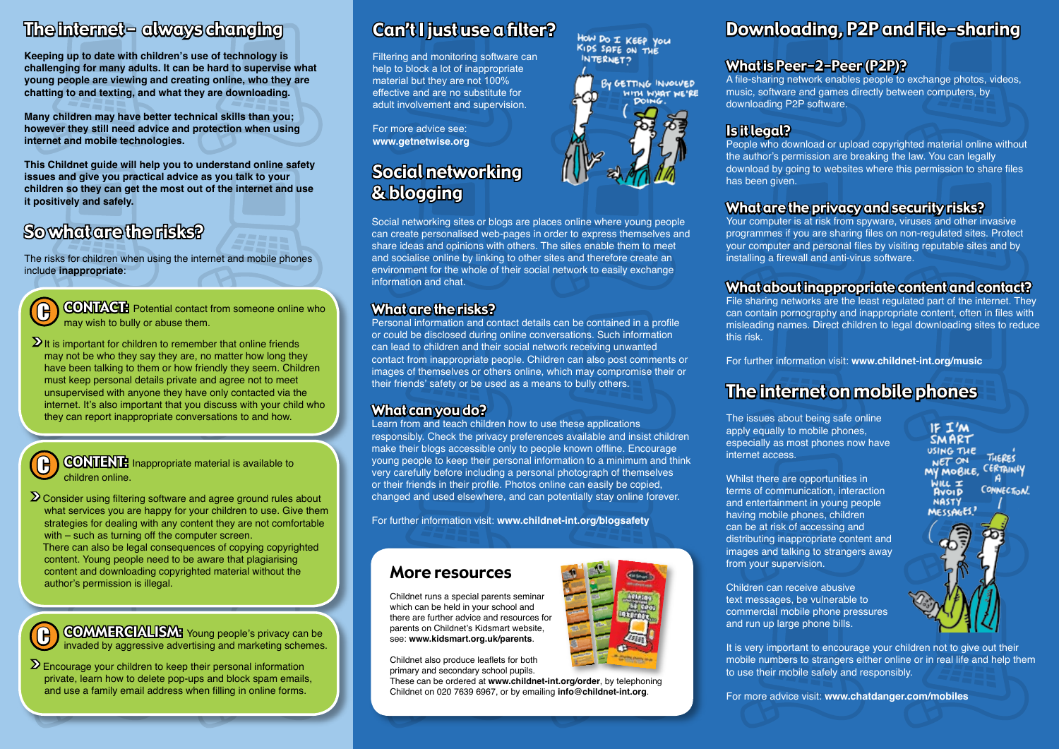## The internet – always changing

**Keeping up to date with children's use of technology is challenging for many adults. It can be hard to supervise what young people are viewing and creating online, who they are chatting to and texting, and what they are downloading.**

**Many children may have better technical skills than you; however they still need advice and protection when using internet and mobile technologies.**

**This Childnet guide will help you to understand online safety issues and give you practical advice as you talk to your children so they can get the most out of the internet and use it positively and safely.**

## So what are the risks?

The risks for children when using the internet and mobile phones include **inappropriate**:

**CONTACT:** Potential contact from someone online who may wish to bully or abuse them.

- It is important for children to remember that online friends may not be who they say they are, no matter how long they have been talking to them or how friendly they seem. Children must keep personal details private and agree not to meet unsupervised with anyone they have only contacted via the internet. It's also important that you discuss with your child who they can report inappropriate conversations to and how.

**CONTENT:** Inappropriate material is available to children online.

- Consider using filtering software and agree ground rules about what services you are happy for your children to use. Give them strategies for dealing with any content they are not comfortable with – such as turning off the computer screen.
  There can also be legal consequences of copying copyrighted content. Young people need to be aware that plagiarising content and downloading copyrighted material without the author's permission is illegal.

**COMMERCIALISM:** Young people's privacy can be invaded by aggressive advertising and marketing schemes.

- Encourage your children to keep their personal information private, learn how to delete pop-ups and block spam emails, and use a family email address when filling in online forms.

## Can't I just use a filter?

Filtering and monitoring software can help to block a lot of inappropriate material but they are not 100% effective and are no substitute for adult involvement and supervision.

For more advice see:
**www.getnetwise.org**

## Social networking & blogging

Social networking sites or blogs are places online where young people can create personalised web-pages in order to express themselves and share ideas and opinions with others. The sites enable them to meet and socialise online by linking to other sites and therefore create an environment for the whole of their social network to easily exchange information and chat.

### What are the risks?

Personal information and contact details can be contained in a profile or could be disclosed during online conversations. Such information can lead to children and their social network receiving unwanted contact from inappropriate people. Children can also post comments or images of themselves or others online, which may compromise their or their friends' safety or be used as a means to bully others.

### What can you do?

Learn from and teach children how to use these applications responsibly. Check the privacy preferences available and insist children make their blogs accessible only to people known offline. Encourage young people to keep their personal information to a minimum and think very carefully before including a personal photograph of themselves or their friends in their profile. Photos online can easily be copied, changed and used elsewhere, and can potentially stay online forever.

For further information visit: **www.childnet-int.org/blogsafety**

## More resources

Childnet runs a special parents seminar which can be held in your school and there are further advice and resources for parents on Childnet's Kidsmart website, see: **www.kidsmart.org.uk/parents**.

Childnet also produce leaflets for both primary and secondary school pupils. These can be ordered at **www.childnet-int.org/order**, by telephoning Childnet on 020 7639 6967, or by emailing **info@childnet-int.org**.

## Downloading, P2P and File-sharing

### What is Peer-2-Peer (P2P)?

A file-sharing network enables people to exchange photos, videos, music, software and games directly between computers, by downloading P2P software.

### Is it legal?

People who download or upload copyrighted material online without the author's permission are breaking the law. You can legally download by going to websites where this permission to share files has been given.

### What are the privacy and security risks?

Your computer is at risk from spyware, viruses and other invasive programmes if you are sharing files on non-regulated sites. Protect your computer and personal files by visiting reputable sites and by installing a firewall and anti-virus software.

### What about inappropriate content and contact?

File sharing networks are the least regulated part of the internet. They can contain pornography and inappropriate content, often in files with misleading names. Direct children to legal downloading sites to reduce this risk.

For further information visit: **www.childnet-int.org/music**

## The internet on mobile phones

The issues about being safe online apply equally to mobile phones, especially as most phones now have internet access.

Whilst there are opportunities in terms of communication, interaction and entertainment in young people having mobile phones, children can be at risk of accessing and distributing inappropriate content and images and talking to strangers away from your supervision.

Children can receive abusive text messages, be vulnerable to commercial mobile phone pressures and run up large phone bills.

It is very important to encourage your children not to give out their mobile numbers to strangers either online or in real life and help them to use their mobile safely and responsibly.

For more advice visit: **www.chatdanger.com/mobiles**